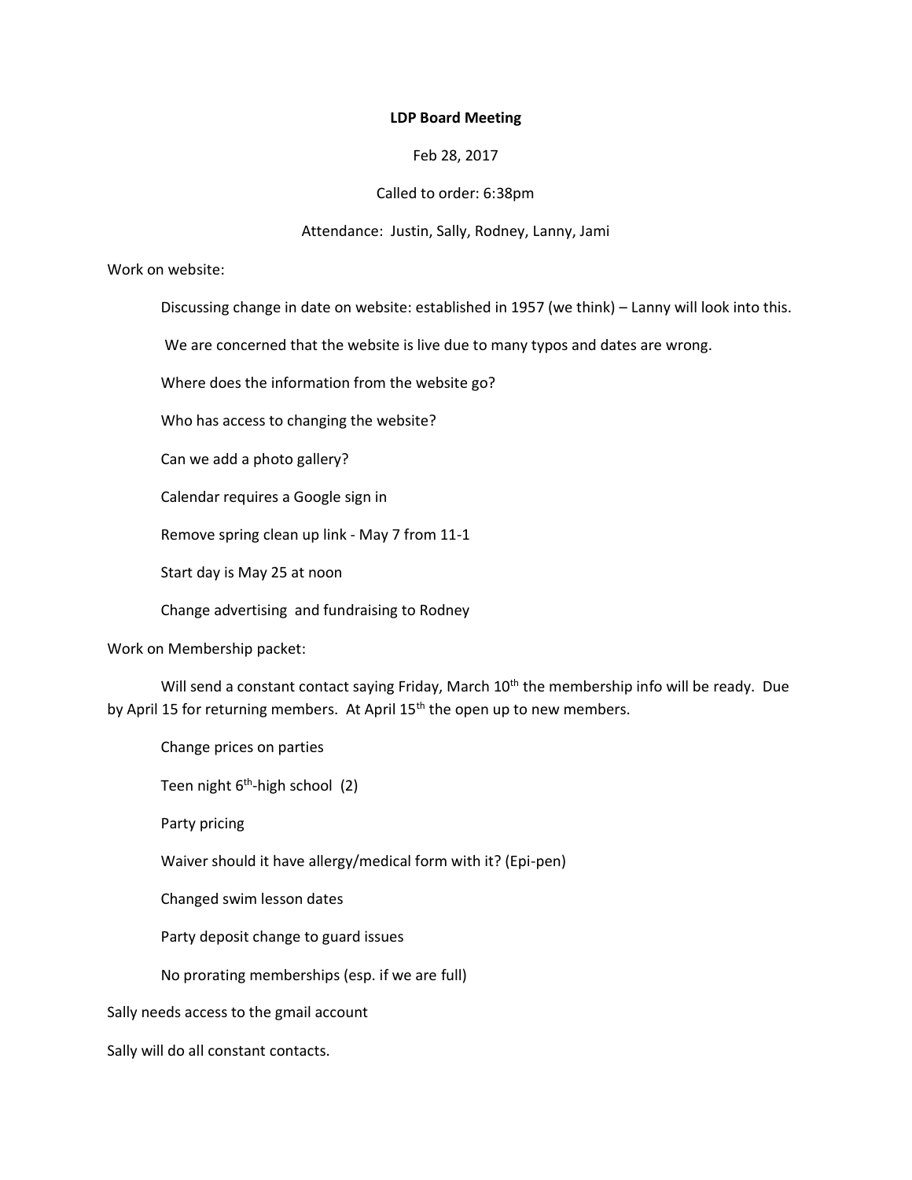**LDP Board Meeting**

Feb 28, 2017

Called to order: 6:38pm

Attendance: Justin, Sally, Rodney, Lanny, Jami

Work on website:

Discussing change in date on website: established in 1957 (we think) – Lanny will look into this.

We are concerned that the website is live due to many typos and dates are wrong.

Where does the information from the website go?

Who has access to changing the website?

Can we add a photo gallery?

Calendar requires a Google sign in

Remove spring clean up link - May 7 from 11-1

Start day is May 25 at noon

Change advertising and fundraising to Rodney

Work on Membership packet:

Will send a constant contact saying Friday, March 10th the membership info will be ready. Due by April 15 for returning members. At April 15th the open up to new members.

Change prices on parties

Teen night 6th-high school (2)

Party pricing

Waiver should it have allergy/medical form with it? (Epi-pen)

Changed swim lesson dates

Party deposit change to guard issues

No prorating memberships (esp. if we are full)

Sally needs access to the gmail account

Sally will do all constant contacts.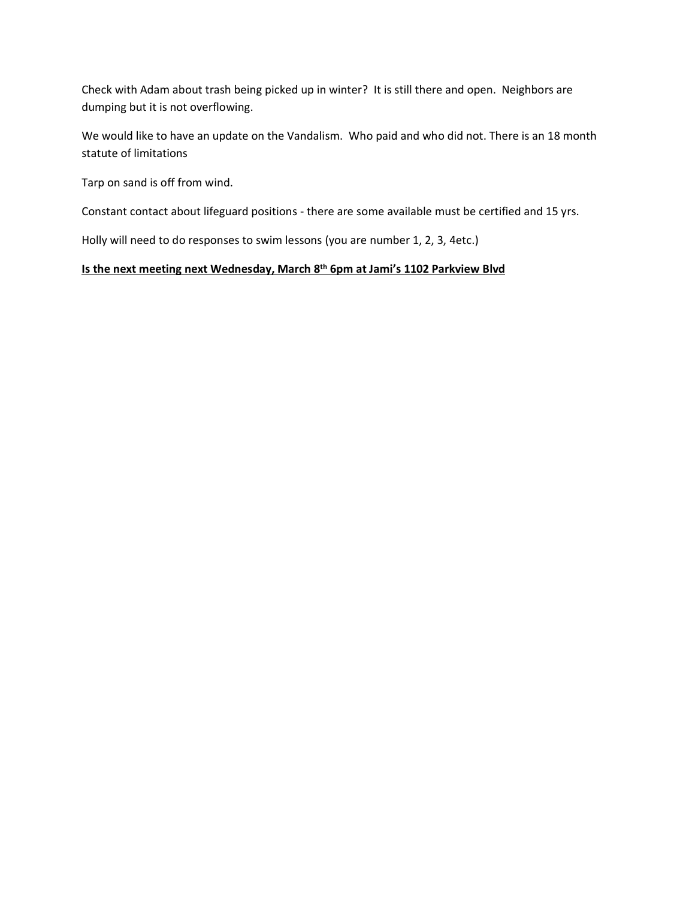Check with Adam about trash being picked up in winter? It is still there and open. Neighbors are dumping but it is not overflowing.

We would like to have an update on the Vandalism. Who paid and who did not. There is an 18 month statute of limitations

Tarp on sand is off from wind.

Constant contact about lifeguard positions - there are some available must be certified and 15 yrs.

Holly will need to do responses to swim lessons (you are number 1, 2, 3, 4etc.)

**Is the next meeting next Wednesday, March 8th 6pm at Jami's 1102 Parkview Blvd**